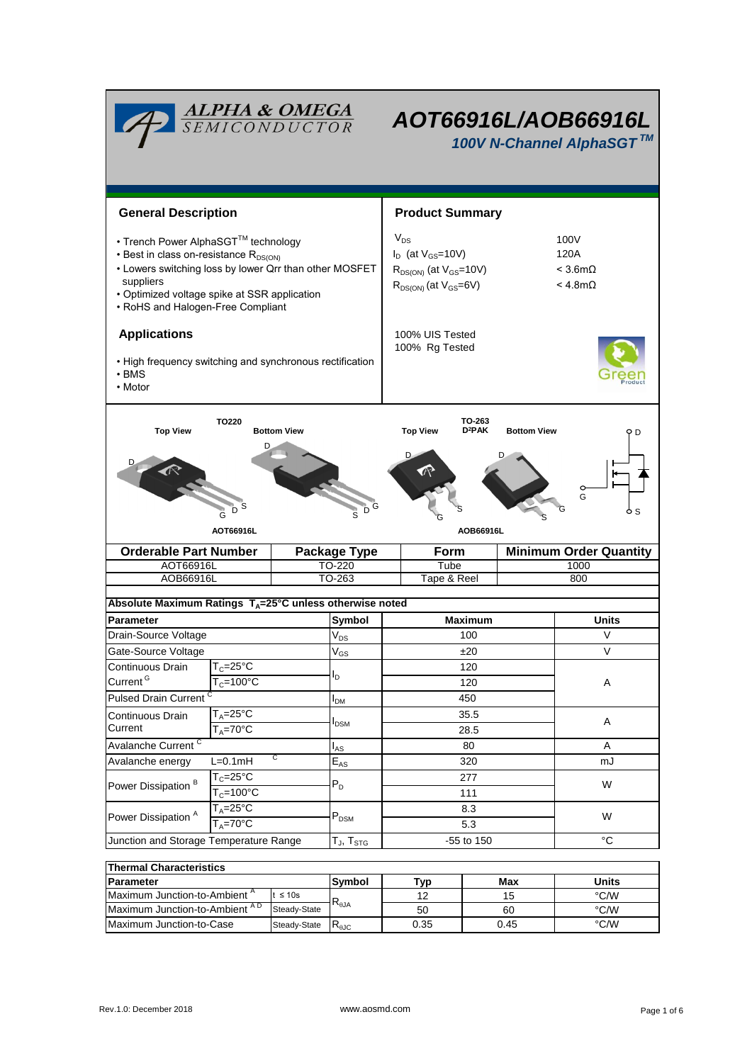# AOT66916L/AOB66916L

## 100V N-Channel AlphaSGT™

## General Description

- Trench Power AlphaSGT™ technology
- Best in class on-resistance $R_{DS(ON)}$
- Lowers switching loss by lower Qrr than other MOSFET suppliers
- Optimized voltage spike at SSR application
- RoHS and Halogen-Free Compliant

## Applications

- High frequency switching and synchronous rectification
- BMS
- Motor

## Product Summary

| | |
|---|---|
| $V_{DS}$ | 100V |
| $I_D$ (at $V_{GS}$=10V) | 120A |
| $R_{DS(ON)}$ (at $V_{GS}$=10V) | < 3.6mΩ |
| $R_{DS(ON)}$ (at $V_{GS}$=6V) | < 4.8mΩ |

100% UIS Tested
100% Rg Tested

TO220 — Top View / Bottom View — AOT66916L

TO-263 D²PAK — Top View / Bottom View — AOB66916L

| Orderable Part Number | Package Type | Form | Minimum Order Quantity |
|---|---|---|---|
| AOT66916L | TO-220 | Tube | 1000 |
| AOB66916L | TO-263 | Tape & Reel | 800 |

### Absolute Maximum Ratings $T_A$=25°C unless otherwise noted

| Parameter | | Symbol | Maximum | Units |
|---|---|---|---|---|
| Drain-Source Voltage | | $V_{DS}$ | 100 | V |
| Gate-Source Voltage | | $V_{GS}$ | ±20 | V |
| Continuous Drain Current [G] | $T_C$=25°C | $I_D$ | 120 | A |
| | $T_C$=100°C | | 120 | |
| Pulsed Drain Current [C] | | $I_{DM}$ | 450 | |
| Continuous Drain Current | $T_A$=25°C | $I_{DSM}$ | 35.5 | A |
| | $T_A$=70°C | | 28.5 | |
| Avalanche Current [C] | | $I_{AS}$ | 80 | A |
| Avalanche energy | L=0.1mH [C] | $E_{AS}$ | 320 | mJ |
| Power Dissipation [B] | $T_C$=25°C | $P_D$ | 277 | W |
| | $T_C$=100°C | | 111 | |
| Power Dissipation [A] | $T_A$=25°C | $P_{DSM}$ | 8.3 | W |
| | $T_A$=70°C | | 5.3 | |
| Junction and Storage Temperature Range | | $T_J$, $T_{STG}$ | -55 to 150 | °C |

### Thermal Characteristics

| Parameter | | Symbol | Typ | Max | Units |
|---|---|---|---|---|---|
| Maximum Junction-to-Ambient [A] | t ≤ 10s | $R_{\theta JA}$ | 12 | 15 | °C/W |
| Maximum Junction-to-Ambient [A D] | Steady-State | | 50 | 60 | °C/W |
| Maximum Junction-to-Case | Steady-State | $R_{\theta JC}$ | 0.35 | 0.45 | °C/W |

Rev.1.0: December 2018 www.aosmd.com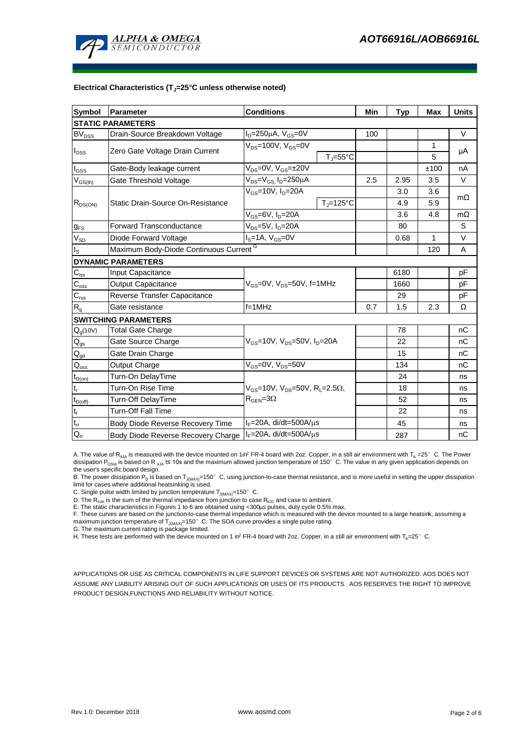### Electrical Characteristics ($T_J$=25°C unless otherwise noted)

| Symbol | Parameter | Conditions | | Min | Typ | Max | Units |
|---|---|---|---|---|---|---|---|
| **STATIC PARAMETERS** | | | | | | | |
| $BV_{DSS}$ | Drain-Source Breakdown Voltage | $I_D$=250µA, $V_{GS}$=0V | | 100 | | | V |
| $I_{DSS}$ | Zero Gate Voltage Drain Current | $V_{DS}$=100V, $V_{GS}$=0V | | | | 1 | µA |
| | | | $T_J$=55°C | | | 5 | |
| $I_{GSS}$ | Gate-Body leakage current | $V_{DS}$=0V, $V_{GS}$=±20V | | | | ±100 | nA |
| $V_{GS(th)}$ | Gate Threshold Voltage | $V_{DS}$=$V_{GS}$, $I_D$=250µA | | 2.5 | 2.95 | 3.5 | V |
| $R_{DS(ON)}$ | Static Drain-Source On-Resistance | $V_{GS}$=10V, $I_D$=20A | | | 3.0 | 3.6 | mΩ |
| | | | $T_J$=125°C | | 4.9 | 5.9 | |
| | | $V_{GS}$=6V, $I_D$=20A | | | 3.6 | 4.8 | mΩ |
| $g_{FS}$ | Forward Transconductance | $V_{DS}$=5V, $I_D$=20A | | | 80 | | S |
| $V_{SD}$ | Diode Forward Voltage | $I_S$=1A, $V_{GS}$=0V | | | 0.68 | 1 | V |
| $I_S$ | Maximum Body-Diode Continuous Current [G] | | | | | 120 | A |
| **DYNAMIC PARAMETERS** | | | | | | | |
| $C_{iss}$ | Input Capacitance | $V_{GS}$=0V, $V_{DS}$=50V, f=1MHz | | | 6180 | | pF |
| $C_{oss}$ | Output Capacitance | | | | 1660 | | pF |
| $C_{rss}$ | Reverse Transfer Capacitance | | | | 29 | | pF |
| $R_g$ | Gate resistance | f=1MHz | | 0.7 | 1.5 | 2.3 | Ω |
| **SWITCHING PARAMETERS** | | | | | | | |
| $Q_g$(10V) | Total Gate Charge | $V_{GS}$=10V, $V_{DS}$=50V, $I_D$=20A | | | 78 | | nC |
| $Q_{gs}$ | Gate Source Charge | | | | 22 | | nC |
| $Q_{gd}$ | Gate Drain Charge | | | | 15 | | nC |
| $Q_{oss}$ | Output Charge | $V_{GS}$=0V, $V_{DS}$=50V | | | 134 | | nC |
| $t_{D(on)}$ | Turn-On DelayTime | $V_{GS}$=10V, $V_{DS}$=50V, $R_L$=2.5Ω, $R_{GEN}$=3Ω | | | 24 | | ns |
| $t_r$ | Turn-On Rise Time | | | | 18 | | ns |
| $t_{D(off)}$ | Turn-Off DelayTime | | | | 52 | | ns |
| $t_f$ | Turn-Off Fall Time | | | | 22 | | ns |
| $t_{rr}$ | Body Diode Reverse Recovery Time | $I_F$=20A, di/dt=500A/µs | | | 45 | | ns |
| $Q_{rr}$ | Body Diode Reverse Recovery Charge | $I_F$=20A, di/dt=500A/µs | | | 287 | | nC |

A. The value of $R_{\theta JA}$ is measured with the device mounted on 1in² FR-4 board with 2oz. Copper, in a still air environment with $T_A$ =25° C. The Power dissipation $P_{DSM}$ is based on R $_{\theta JA}$ t≤ 10s and the maximum allowed junction temperature of 150° C. The value in any given application depends on the user's specific board design.

B. The power dissipation $P_D$ is based on $T_{J(MAX)}$=150° C, using junction-to-case thermal resistance, and is more useful in setting the upper dissipation limit for cases where additional heatsinking is used.

C. Single pulse width limited by junction temperature $T_{J(MAX)}$=150° C.

D. The $R_{\theta JA}$ is the sum of the thermal impedance from junction to case $R_{\theta JC}$ and case to ambient.

E. The static characteristics in Figures 1 to 6 are obtained using <300µs pulses, duty cycle 0.5% max.

F. These curves are based on the junction-to-case thermal impedance which is measured with the device mounted to a large heatsink, assuming a maximum junction temperature of $T_{J(MAX)}$=150° C. The SOA curve provides a single pulse rating.

G. The maximum current rating is package limited.

H. These tests are performed with the device mounted on 1 in² FR-4 board with 2oz. Copper, in a still air environment with $T_A$=25° C.

APPLICATIONS OR USE AS CRITICAL COMPONENTS IN LIFE SUPPORT DEVICES OR SYSTEMS ARE NOT AUTHORIZED. AOS DOES NOT ASSUME ANY LIABILITY ARISING OUT OF SUCH APPLICATIONS OR USES OF ITS PRODUCTS. AOS RESERVES THE RIGHT TO IMPROVE PRODUCT DESIGN,FUNCTIONS AND RELIABILITY WITHOUT NOTICE.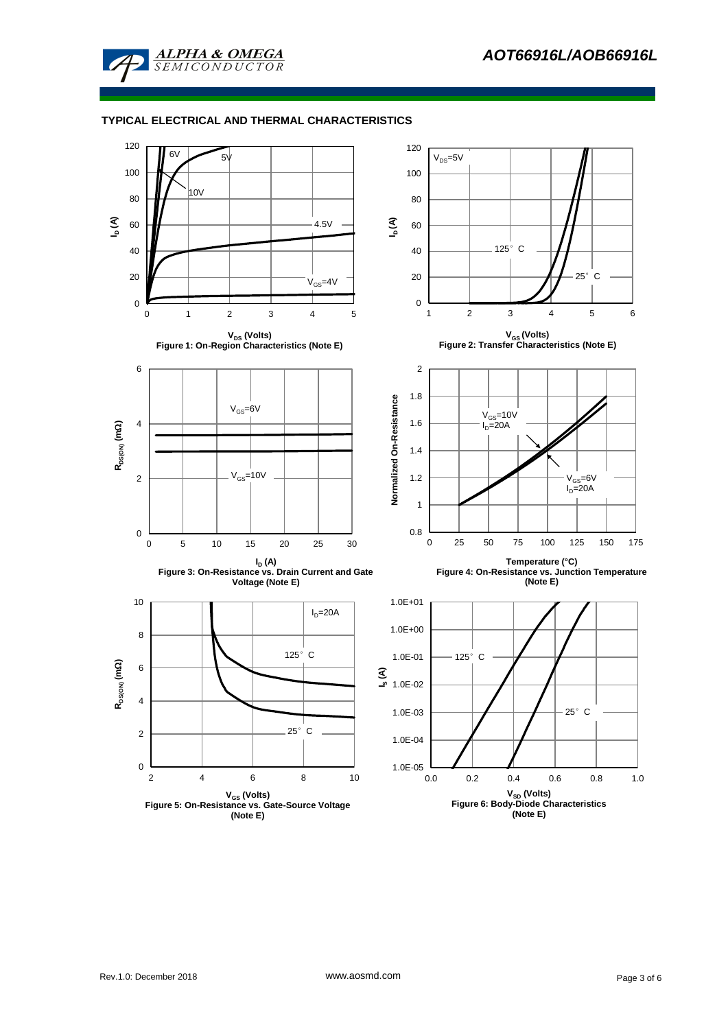## TYPICAL ELECTRICAL AND THERMAL CHARACTERISTICS

**Figure 1: On-Region Characteristics (Note E)**

**Figure 2: Transfer Characteristics (Note E)**

**Figure 3: On-Resistance vs. Drain Current and Gate Voltage (Note E)**

**Figure 4: On-Resistance vs. Junction Temperature (Note E)**

**Figure 5: On-Resistance vs. Gate-Source Voltage (Note E)**

**Figure 6: Body-Diode Characteristics (Note E)**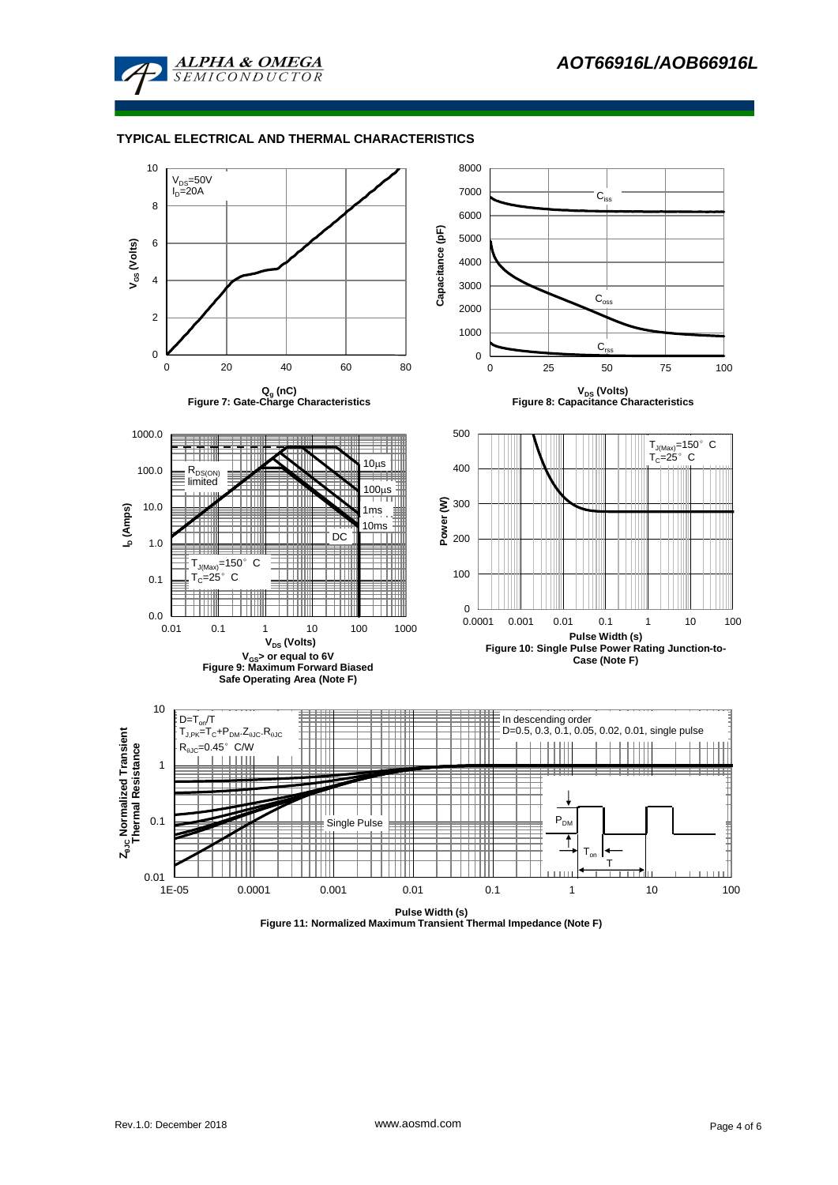## TYPICAL ELECTRICAL AND THERMAL CHARACTERISTICS

$V_{DS}$=50V
$I_D$=20A

$V_{GS}$ (Volts)

$Q_g$ (nC)

Figure 7: Gate-Charge Characteristics

$C_{iss}$

$C_{oss}$

$C_{rss}$

Capacitance (pF)

$V_{DS}$ (Volts)

Figure 8: Capacitance Characteristics

$R_{DS(ON)}$ limited

10µs

100µs

1ms

10ms

DC

$T_{J(Max)}$=150° C
$T_C$=25° C

$I_D$ (Amps)

$V_{DS}$ (Volts)

$V_{GS}$> or equal to 6V
Figure 9: Maximum Forward Biased Safe Operating Area (Note F)

$T_{J(Max)}$=150° C
$T_C$=25° C

Power (W)

Pulse Width (s)

Figure 10: Single Pulse Power Rating Junction-to-Case (Note F)

D=$T_{on}$/T
$T_{J,PK}$=$T_C$+$P_{DM}$.$Z_{\theta JC}$.$R_{\theta JC}$
$R_{\theta JC}$=0.45° C/W

In descending order
D=0.5, 0.3, 0.1, 0.05, 0.02, 0.01, single pulse

Single Pulse

$P_{DM}$

$T_{on}$

T

$Z_{\theta JC}$ Normalized Transient Thermal Resistance

Pulse Width (s)

Figure 11: Normalized Maximum Transient Thermal Impedance (Note F)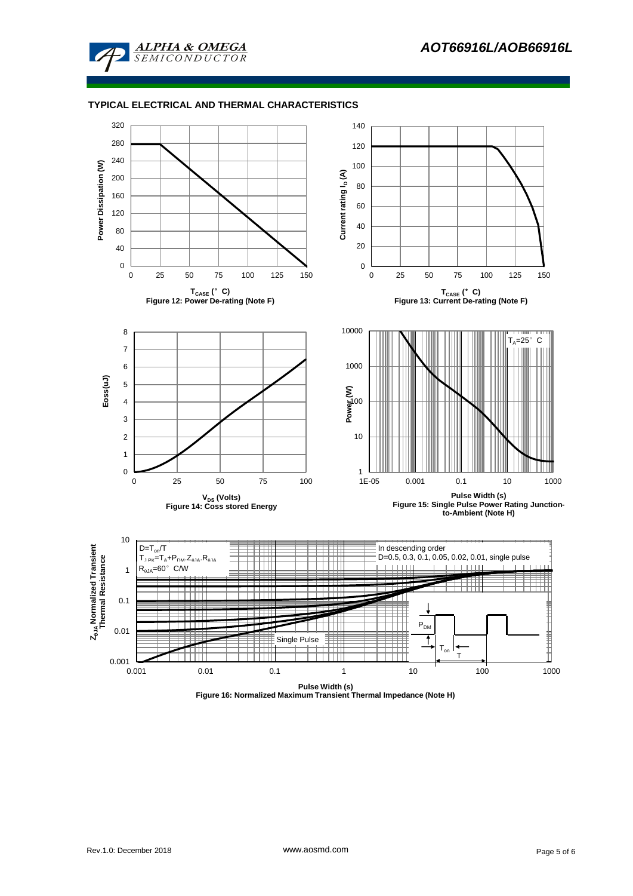## TYPICAL ELECTRICAL AND THERMAL CHARACTERISTICS

Figure 12: Power De-rating (Note F)

Figure 13: Current De-rating (Note F)

Figure 14: Coss stored Energy

Figure 15: Single Pulse Power Rating Junction-to-Ambient (Note H)

Figure 16: Normalized Maximum Transient Thermal Impedance (Note H)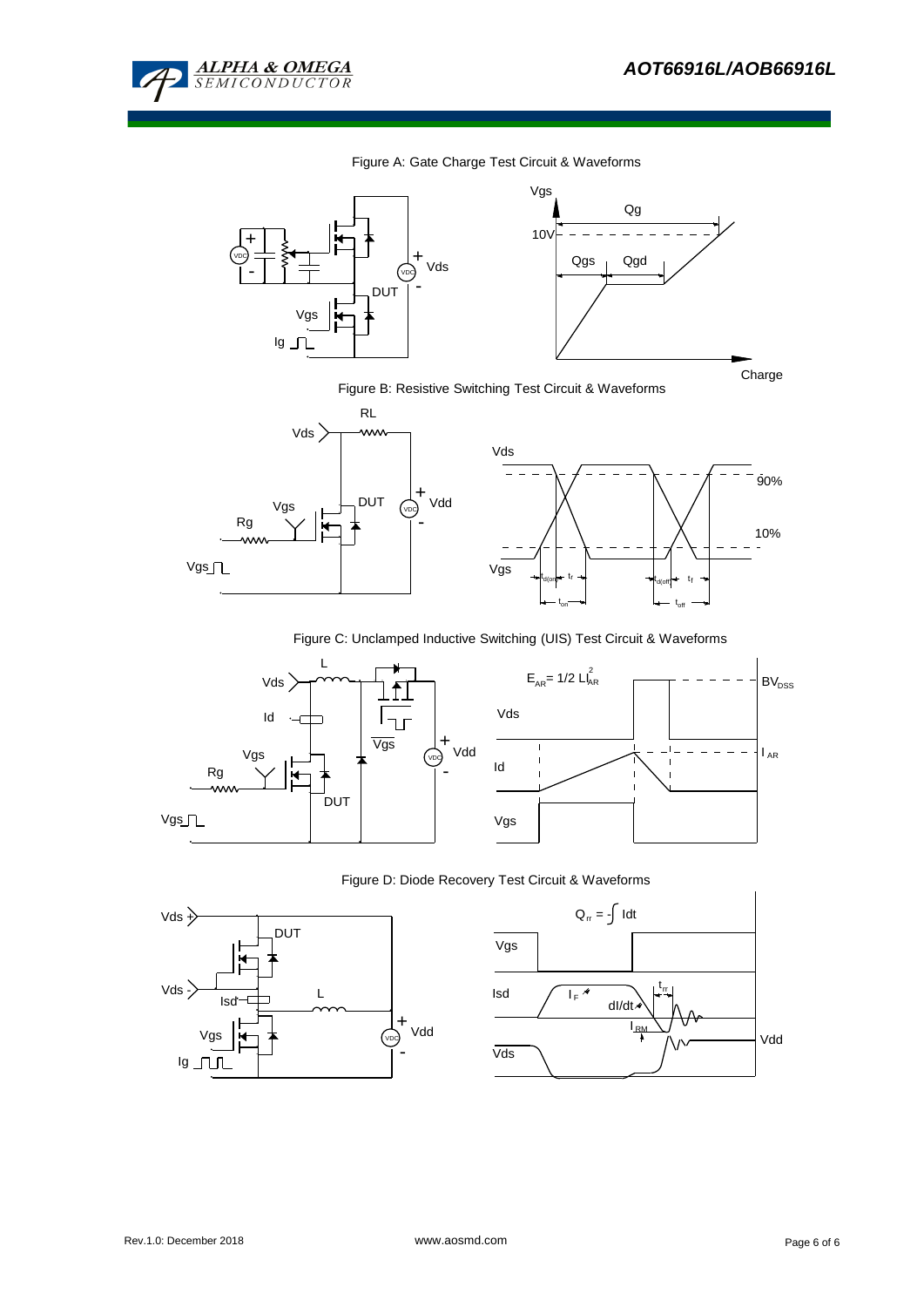Figure A: Gate Charge Test Circuit & Waveforms

VDC
+
-
Vds
DUT
Vgs
Ig

Vgs
Qg
10V
Qgs
Qgd
Charge

Figure B: Resistive Switching Test Circuit & Waveforms

RL
Vds
Vgs
DUT
Rg
Vdd
VDC
Vgs

Vds
90%
10%
Vgs
$t_{d(on)}$
$t_r$
$t_{on}$
$t_{d(off)}$
$t_f$
$t_{off}$

Figure C: Unclamped Inductive Switching (UIS) Test Circuit & Waveforms

L
Vds
Id
Vgs
Rg
Vgs
DUT
Vdd
VDC

$E_{AR} = 1/2\ LI_{AR}^2$
$BV_{DSS}$
Vds
Id
$I_{AR}$
Vgs

Figure D: Diode Recovery Test Circuit & Waveforms

Vds +
DUT
Vds -
Isd
L
Vgs
Ig
Vdd
VDC

$Q_{rr} = -\int Idt$
Vgs
Isd
$I_F$
dI/dt
$t_{rr}$
$I_{RM}$
Vds
Vdd